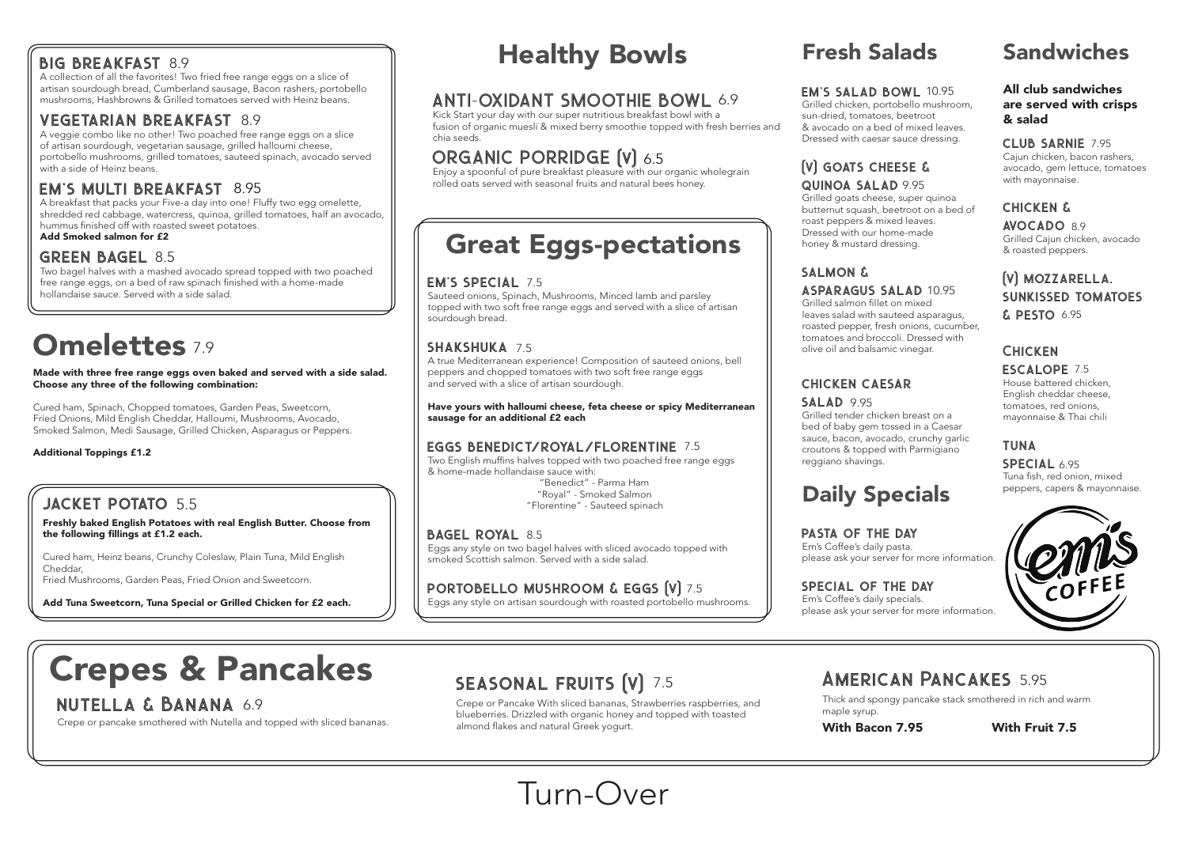## BIG BREAKFAST 8.9

A collection of all the favorites! Two fried free range eggs on a slice of artisan sourdough bread, Cumberland sausage, Bacon rashers, portobello mushrooms, Hashbrowns & Grilled tomatoes served with Heinz beans.

## VEGETARIAN BREAKFAST 8.9

A veggie combo like no other! Two poached free range eggs on a slice of artisan sourdough, vegetarian sausage, grilled halloumi cheese, portobello mushrooms, grilled tomatoes, sauteed spinach, avocado served with a side of Heinz beans.

## EM'S MULTI BREAKFAST 8.95

A breakfast that packs your Five-a day into one! Fluffy two egg omelette, shredded red cabbage, watercress, quinoa, grilled tomatoes, half an avocado, hummus finished off with roasted sweet potatoes.
**Add Smoked salmon for £2**

## GREEN BAGEL 8.5

Two bagel halves with a mashed avocado spread topped with two poached free range eggs, on a bed of raw spinach finished with a home-made hollandaise sauce. Served with a side salad.

# Omelettes 7.9

**Made with three free range eggs oven baked and served with a side salad. Choose any three of the following combination:**

Cured ham, Spinach, Chopped tomatoes, Garden Peas, Sweetcorn, Fried Onions, Mild English Cheddar, Halloumi, Mushrooms, Avocado, Smoked Salmon, Medi Sausage, Grilled Chicken, Asparagus or Peppers.

**Additional Toppings £1.2**

## JACKET POTATO 5.5

**Freshly baked English Potatoes with real English Butter. Choose from the following fillings at £1.2 each.**

Cured ham, Heinz beans, Crunchy Coleslaw, Plain Tuna, Mild English Cheddar,
Fried Mushrooms, Garden Peas, Fried Onion and Sweetcorn.

**Add Tuna Sweetcorn, Tuna Special or Grilled Chicken for £2 each.**

# Healthy Bowls

## ANTI-OXIDANT SMOOTHIE BOWL 6.9

Kick Start your day with our super nutritious breakfast bowl with a fusion of organic muesli & mixed berry smoothie topped with fresh berries and chia seeds.

## ORGANIC PORRIDGE (V) 6.5

Enjoy a spoonful of pure breakfast pleasure with our organic wholegrain rolled oats served with seasonal fruits and natural bees honey.

# Great Eggs-pectations

## EM'S SPECIAL 7.5

Sauteed onions, Spinach, Mushrooms, Minced lamb and parsley topped with two soft free range eggs and served with a slice of artisan sourdough bread.

## SHAKSHUKA 7.5

A true Mediterranean experience! Composition of sauteed onions, bell peppers and chopped tomatoes with two soft free range eggs and served with a slice of artisan sourdough.

**Have yours with halloumi cheese, feta cheese or spicy Mediterranean sausage for an additional £2 each**

## EGGS BENEDICT/ROYAL/FLORENTINE 7.5

Two English muffins halves topped with two poached free range eggs & home-made hollandaise sauce with:

"Benedict" - Parma Ham
"Royal" - Smoked Salmon
"Florentine" - Sauteed spinach

## BAGEL ROYAL 8.5

Eggs any style on two bagel halves with sliced avocado topped with smoked Scottish salmon. Served with a side salad.

## PORTOBELLO MUSHROOM & EGGS (V) 7.5

Eggs any style on artisan sourdough with roasted portobello mushrooms.

# Fresh Salads

## EM'S SALAD BOWL 10.95

Grilled chicken, portobello mushroom, sun-dried, tomatoes, beetroot & avocado on a bed of mixed leaves. Dressed with caesar sauce dressing.

## (V) GOATS CHEESE & QUINOA SALAD 9.95

Grilled goats cheese, super quinoa butternut squash, beetroot on a bed of roast peppers & mixed leaves. Dressed with our home-made honey & mustard dressing.

## SALMON & ASPARAGUS SALAD 10.95

Grilled salmon fillet on mixed leaves salad with sauteed asparagus, roasted pepper, fresh onions, cucumber, tomatoes and broccoli. Dressed with olive oil and balsamic vinegar.

## CHICKEN CAESAR SALAD 9.95

Grilled tender chicken breast on a bed of baby gem tossed in a Caesar sauce, bacon, avocado, crunchy garlic croutons & topped with Parmigiano reggiano shavings.

# Daily Specials

## PASTA OF THE DAY

Em's Coffee's daily pasta.
please ask your server for more information.

## SPECIAL OF THE DAY

Em's Coffee's daily specials.
please ask your server for more information.

# Sandwiches

**All club sandwiches are served with crisps & salad**

## CLUB SARNIE 7.95

Cajun chicken, bacon rashers, avocado, gem lettuce, tomatoes with mayonnaise.

## CHICKEN & AVOCADO 8.9

Grilled Cajun chicken, avocado & roasted peppers.

## (V) MOZZARELLA. SUNKISSED TOMATOES & PESTO 6.95

## CHICKEN ESCALOPE 7.5

House battered chicken, English cheddar cheese, tomatoes, red onions, mayonnaise & Thai chili

## TUNA SPECIAL 6.95

Tuna fish, red onion, mixed peppers, capers & mayonnaise.

em's COFFEE

# Crepes & Pancakes

## NUTELLA & BANANA 6.9

Crepe or pancake smothered with Nutella and topped with sliced bananas.

## SEASONAL FRUITS (V) 7.5

Crepe or Pancake With sliced bananas, Strawberries raspberries, and blueberries. Drizzled with organic honey and topped with toasted almond flakes and natural Greek yogurt.

## AMERICAN PANCAKES 5.95

Thick and spongy pancake stack smothered in rich and warm maple syrup.

**With Bacon 7.95** **With Fruit 7.5**

Turn-Over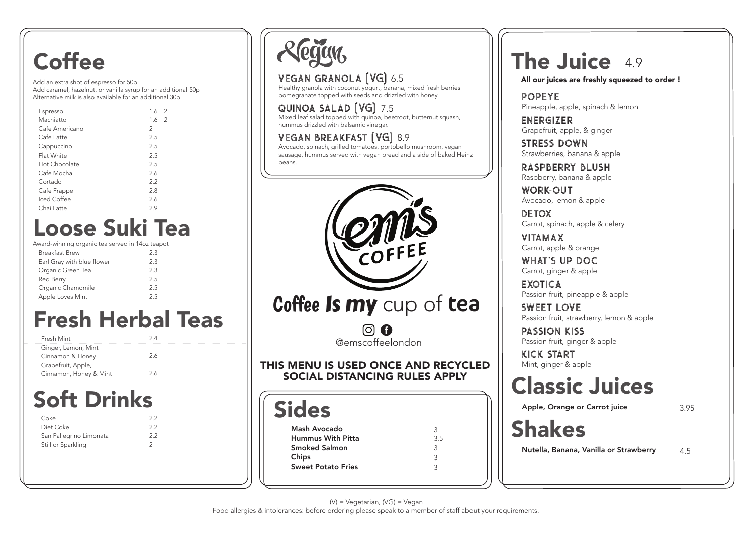# Coffee

Add an extra shot of espresso for 50p
Add caramel, hazelnut, or vanilla syrup for an additional 50p
Alternative milk is also available for an additional 30p

| | | |
|---|---|---|
| Espresso | 1.6 | 2 |
| Machiatto | 1.6 | 2 |
| Cafe Americano | 2 | |
| Cafe Latte | 2.5 | |
| Cappuccino | 2.5 | |
| Flat White | 2.5 | |
| Hot Chocolate | 2.5 | |
| Cafe Mocha | 2.6 | |
| Cortado | 2.2 | |
| Cafe Frappe | 2.8 | |
| Iced Coffee | 2.6 | |
| Chai Latte | 2.9 | |

# Loose Suki Tea

Award-winning organic tea served in 14oz teapot

| | |
|---|---|
| Breakfast Brew | 2.3 |
| Earl Gray with blue flower | 2.3 |
| Organic Green Tea | 2.3 |
| Red Berry | 2.5 |
| Organic Chamomile | 2.5 |
| Apple Loves Mint | 2.5 |

# Fresh Herbal Teas

| | |
|---|---|
| Fresh Mint | 2.4 |
| Ginger, Lemon, Mint Cinnamon & Honey | 2.6 |
| Grapefruit, Apple, Cinnamon, Honey & Mint | 2.6 |

# Soft Drinks

| | |
|---|---|
| Coke | 2.2 |
| Diet Coke | 2.2 |
| San Pallegrino Limonata | 2.2 |
| Still or Sparkling | 2 |

# Vegan

## VEGAN GRANOLA (VG) 6.5

Healthy granola with coconut yogurt, banana, mixed fresh berries pomegranate topped with seeds and drizzled with honey.

## QUINOA SALAD (VG) 7.5

Mixed leaf salad topped with quinoa, beetroot, butternut squash, hummus drizzled with balsamic vinegar.

## VEGAN BREAKFAST (VG) 8.9

Avocado, spinach, grilled tomatoes, portobello mushroom, vegan sausage, hummus served with vegan bread and a side of baked Heinz beans.

em's COFFEE

Coffee **Is my** cup of **tea**

@emscoffeelondon

**THIS MENU IS USED ONCE AND RECYCLED SOCIAL DISTANCING RULES APPLY**

# Sides

| | |
|---|---|
| **Mash Avocado** | 3 |
| **Hummus With Pitta** | 3.5 |
| **Smoked Salmon** | 3 |
| **Chips** | 3 |
| **Sweet Potato Fries** | 3 |

# The Juice 4.9

**All our juices are freshly squeezed to order !**

**POPEYE**
Pineapple, apple, spinach & lemon

**ENERGIZER**
Grapefruit, apple, & ginger

**STRESS DOWN**
Strawberries, banana & apple

**RASPBERRY BLUSH**
Raspberry, banana & apple

**WORK-OUT**
Avocado, lemon & apple

**DETOX**
Carrot, spinach, apple & celery

**VITAMAX**
Carrot, apple & orange

**WHAT'S UP DOC**
Carrot, ginger & apple

**EXOTICA**
Passion fruit, pineapple & apple

**SWEET LOVE**
Passion fruit, strawberry, lemon & apple

**PASSION KISS**
Passion fruit, ginger & apple

**KICK START**
Mint, ginger & apple

# Classic Juices

**Apple, Orange or Carrot juice** 3.95

# Shakes

**Nutella, Banana, Vanilla or Strawberry** 4.5

(V) = Vegetarian, (VG) = Vegan
Food allergies & intolerances: before ordering please speak to a member of staff about your requirements.